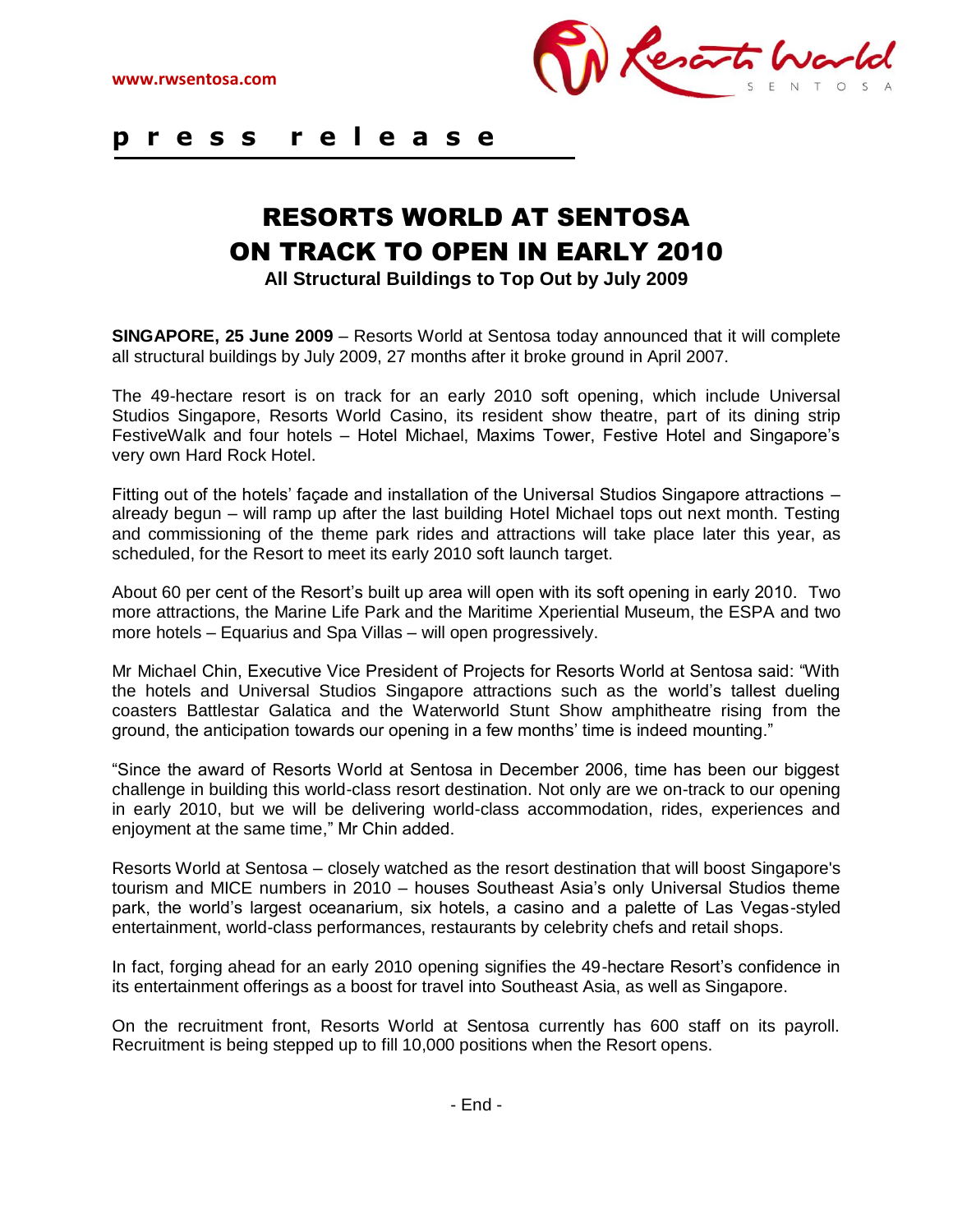www.rwsentosa.com

Resorts World SENTOSA

**p r e s s r e l e a s e**

# RESORTS WORLD AT SENTOSA ON TRACK TO OPEN IN EARLY 2010

**All Structural Buildings to Top Out by July 2009**

**SINGAPORE, 25 June 2009** – Resorts World at Sentosa today announced that it will complete all structural buildings by July 2009, 27 months after it broke ground in April 2007.

The 49-hectare resort is on track for an early 2010 soft opening, which include Universal Studios Singapore, Resorts World Casino, its resident show theatre, part of its dining strip FestiveWalk and four hotels – Hotel Michael, Maxims Tower, Festive Hotel and Singapore's very own Hard Rock Hotel.

Fitting out of the hotels' façade and installation of the Universal Studios Singapore attractions – already begun – will ramp up after the last building Hotel Michael tops out next month. Testing and commissioning of the theme park rides and attractions will take place later this year, as scheduled, for the Resort to meet its early 2010 soft launch target.

About 60 per cent of the Resort's built up area will open with its soft opening in early 2010. Two more attractions, the Marine Life Park and the Maritime Xperiential Museum, the ESPA and two more hotels – Equarius and Spa Villas – will open progressively.

Mr Michael Chin, Executive Vice President of Projects for Resorts World at Sentosa said: "With the hotels and Universal Studios Singapore attractions such as the world's tallest dueling coasters Battlestar Galatica and the Waterworld Stunt Show amphitheatre rising from the ground, the anticipation towards our opening in a few months' time is indeed mounting."

"Since the award of Resorts World at Sentosa in December 2006, time has been our biggest challenge in building this world-class resort destination. Not only are we on-track to our opening in early 2010, but we will be delivering world-class accommodation, rides, experiences and enjoyment at the same time," Mr Chin added.

Resorts World at Sentosa – closely watched as the resort destination that will boost Singapore's tourism and MICE numbers in 2010 – houses Southeast Asia's only Universal Studios theme park, the world's largest oceanarium, six hotels, a casino and a palette of Las Vegas-styled entertainment, world-class performances, restaurants by celebrity chefs and retail shops.

In fact, forging ahead for an early 2010 opening signifies the 49-hectare Resort's confidence in its entertainment offerings as a boost for travel into Southeast Asia, as well as Singapore.

On the recruitment front, Resorts World at Sentosa currently has 600 staff on its payroll. Recruitment is being stepped up to fill 10,000 positions when the Resort opens.

- End -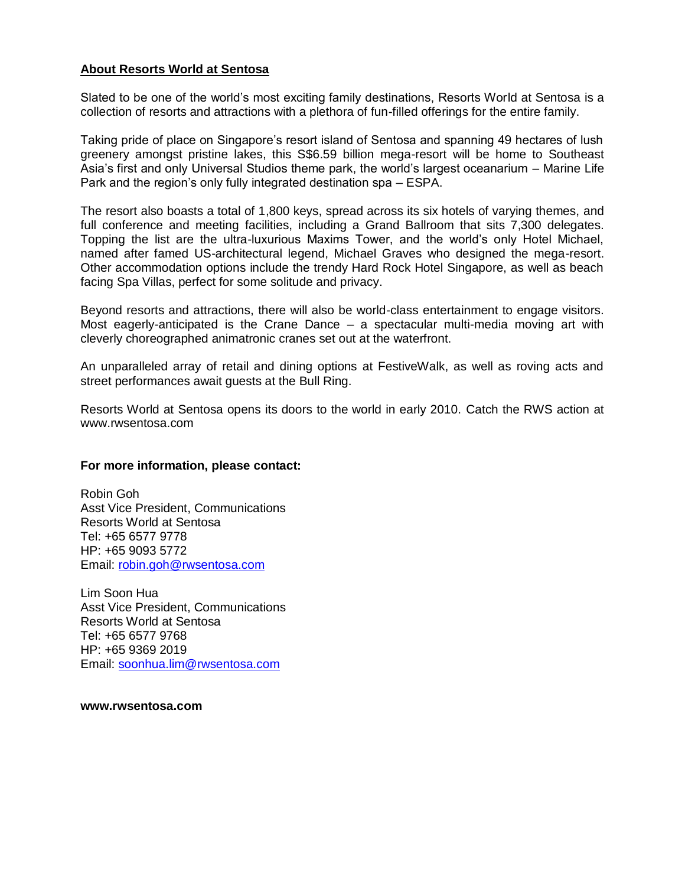**About Resorts World at Sentosa**

Slated to be one of the world's most exciting family destinations, Resorts World at Sentosa is a collection of resorts and attractions with a plethora of fun-filled offerings for the entire family.

Taking pride of place on Singapore's resort island of Sentosa and spanning 49 hectares of lush greenery amongst pristine lakes, this S$6.59 billion mega-resort will be home to Southeast Asia's first and only Universal Studios theme park, the world's largest oceanarium – Marine Life Park and the region's only fully integrated destination spa – ESPA.

The resort also boasts a total of 1,800 keys, spread across its six hotels of varying themes, and full conference and meeting facilities, including a Grand Ballroom that sits 7,300 delegates. Topping the list are the ultra-luxurious Maxims Tower, and the world's only Hotel Michael, named after famed US-architectural legend, Michael Graves who designed the mega-resort. Other accommodation options include the trendy Hard Rock Hotel Singapore, as well as beach facing Spa Villas, perfect for some solitude and privacy.

Beyond resorts and attractions, there will also be world-class entertainment to engage visitors. Most eagerly-anticipated is the Crane Dance – a spectacular multi-media moving art with cleverly choreographed animatronic cranes set out at the waterfront.

An unparalleled array of retail and dining options at FestiveWalk, as well as roving acts and street performances await guests at the Bull Ring.

Resorts World at Sentosa opens its doors to the world in early 2010. Catch the RWS action at www.rwsentosa.com

**For more information, please contact:**

Robin Goh
Asst Vice President, Communications
Resorts World at Sentosa
Tel: +65 6577 9778
HP: +65 9093 5772
Email: robin.goh@rwsentosa.com

Lim Soon Hua
Asst Vice President, Communications
Resorts World at Sentosa
Tel: +65 6577 9768
HP: +65 9369 2019
Email: soonhua.lim@rwsentosa.com

**www.rwsentosa.com**